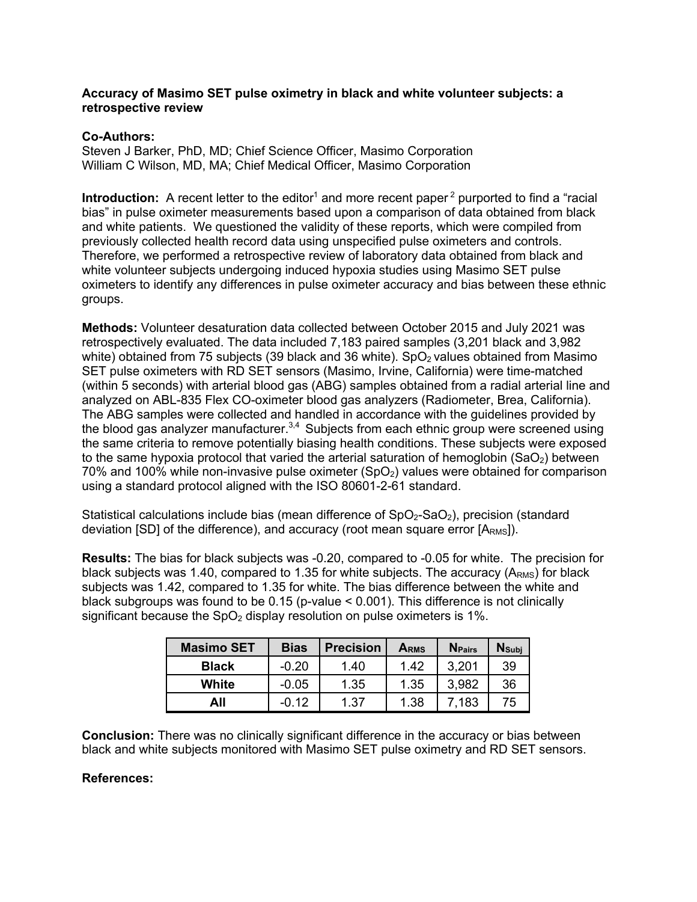**Accuracy of Masimo SET pulse oximetry in black and white volunteer subjects: a retrospective review**

**Co-Authors:**
Steven J Barker, PhD, MD; Chief Science Officer, Masimo Corporation
William C Wilson, MD, MA; Chief Medical Officer, Masimo Corporation

**Introduction:** A recent letter to the editor[1] and more recent paper[2] purported to find a "racial bias" in pulse oximeter measurements based upon a comparison of data obtained from black and white patients. We questioned the validity of these reports, which were compiled from previously collected health record data using unspecified pulse oximeters and controls. Therefore, we performed a retrospective review of laboratory data obtained from black and white volunteer subjects undergoing induced hypoxia studies using Masimo SET pulse oximeters to identify any differences in pulse oximeter accuracy and bias between these ethnic groups.

**Methods:** Volunteer desaturation data collected between October 2015 and July 2021 was retrospectively evaluated. The data included 7,183 paired samples (3,201 black and 3,982 white) obtained from 75 subjects (39 black and 36 white). $SpO_2$ values obtained from Masimo SET pulse oximeters with RD SET sensors (Masimo, Irvine, California) were time-matched (within 5 seconds) with arterial blood gas (ABG) samples obtained from a radial arterial line and analyzed on ABL-835 Flex CO-oximeter blood gas analyzers (Radiometer, Brea, California). The ABG samples were collected and handled in accordance with the guidelines provided by the blood gas analyzer manufacturer.[3,4] Subjects from each ethnic group were screened using the same criteria to remove potentially biasing health conditions. These subjects were exposed to the same hypoxia protocol that varied the arterial saturation of hemoglobin ($SaO_2$) between 70% and 100% while non-invasive pulse oximeter ($SpO_2$) values were obtained for comparison using a standard protocol aligned with the ISO 80601-2-61 standard.

Statistical calculations include bias (mean difference of $SpO_2$-$SaO_2$), precision (standard deviation [SD] of the difference), and accuracy (root mean square error [$A_{RMS}$]).

**Results:** The bias for black subjects was -0.20, compared to -0.05 for white. The precision for black subjects was 1.40, compared to 1.35 for white subjects. The accuracy ($A_{RMS}$) for black subjects was 1.42, compared to 1.35 for white. The bias difference between the white and black subgroups was found to be 0.15 ($p$-value < 0.001). This difference is not clinically significant because the $SpO_2$ display resolution on pulse oximeters is 1%.

| Masimo SET | Bias | Precision | $A_{RMS}$ | $N_{Pairs}$ | $N_{Subj}$ |
|---|---|---|---|---|---|
| **Black** | -0.20 | 1.40 | 1.42 | 3,201 | 39 |
| **White** | -0.05 | 1.35 | 1.35 | 3,982 | 36 |
| **All** | -0.12 | 1.37 | 1.38 | 7,183 | 75 |

**Conclusion:** There was no clinically significant difference in the accuracy or bias between black and white subjects monitored with Masimo SET pulse oximetry and RD SET sensors.

**References:**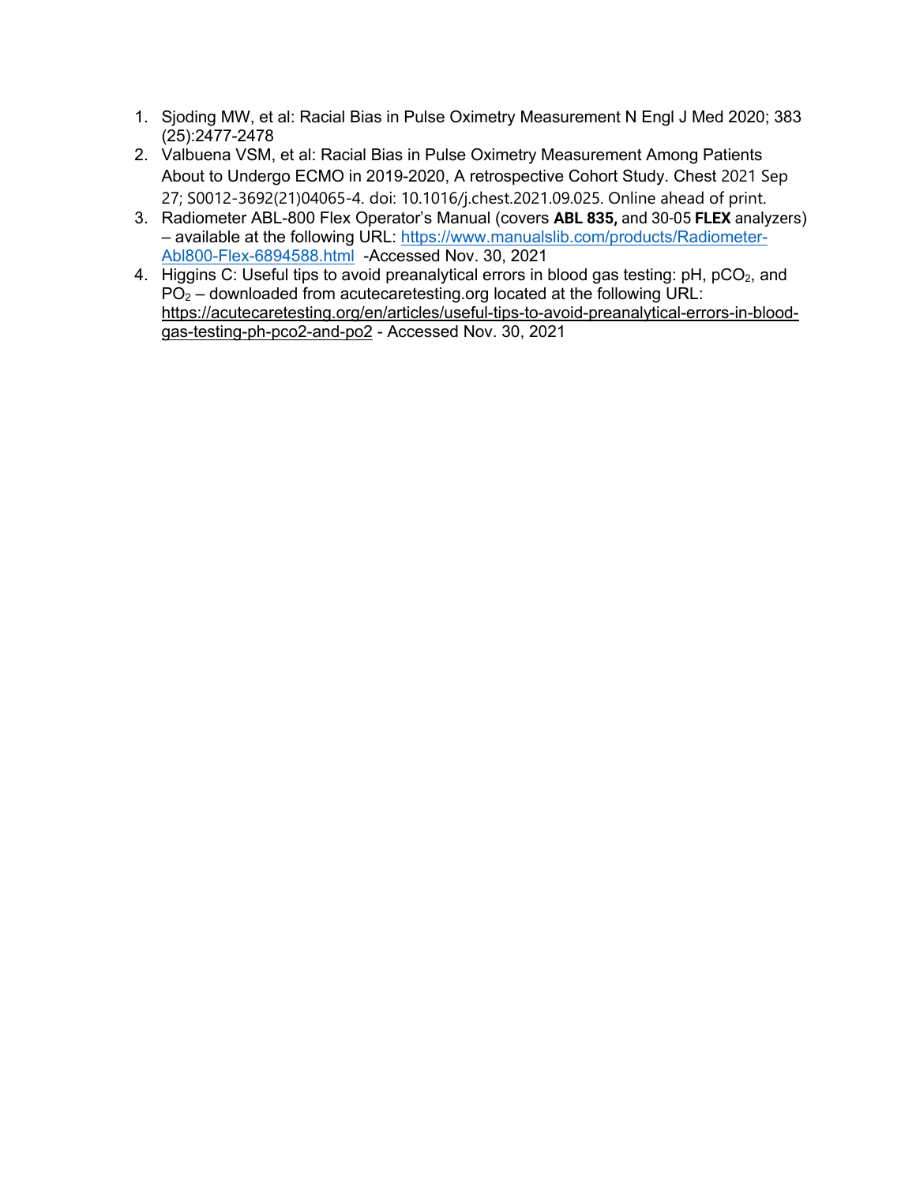1. Sjoding MW, et al: Racial Bias in Pulse Oximetry Measurement N Engl J Med 2020; 383 (25):2477-2478
2. Valbuena VSM, et al: Racial Bias in Pulse Oximetry Measurement Among Patients About to Undergo ECMO in 2019-2020, A retrospective Cohort Study. Chest 2021 Sep 27; S0012-3692(21)04065-4. doi: 10.1016/j.chest.2021.09.025. Online ahead of print.
3. Radiometer ABL-800 Flex Operator's Manual (covers **ABL 835,** and 30-05 **FLEX** analyzers) – available at the following URL: [https://www.manualslib.com/products/Radiometer-Abl800-Flex-6894588.html](https://www.manualslib.com/products/Radiometer-Abl800-Flex-6894588.html) -Accessed Nov. 30, 2021
4. Higgins C: Useful tips to avoid preanalytical errors in blood gas testing: pH, $pCO_2$, and $PO_2$ – downloaded from acutecaretesting.org located at the following URL: https://acutecaretesting.org/en/articles/useful-tips-to-avoid-preanalytical-errors-in-blood-gas-testing-ph-pco2-and-po2 - Accessed Nov. 30, 2021